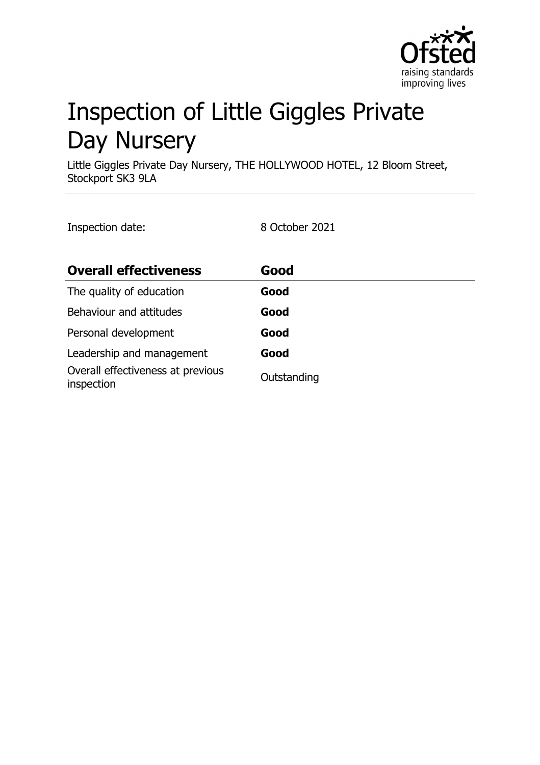# Inspection of Little Giggles Private Day Nursery

Little Giggles Private Day Nursery, THE HOLLYWOOD HOTEL, 12 Bloom Street, Stockport SK3 9LA

Inspection date: 8 October 2021

| **Overall effectiveness** | **Good** |
| --- | --- |
| The quality of education | **Good** |
| Behaviour and attitudes | **Good** |
| Personal development | **Good** |
| Leadership and management | **Good** |
| Overall effectiveness at previous inspection | Outstanding |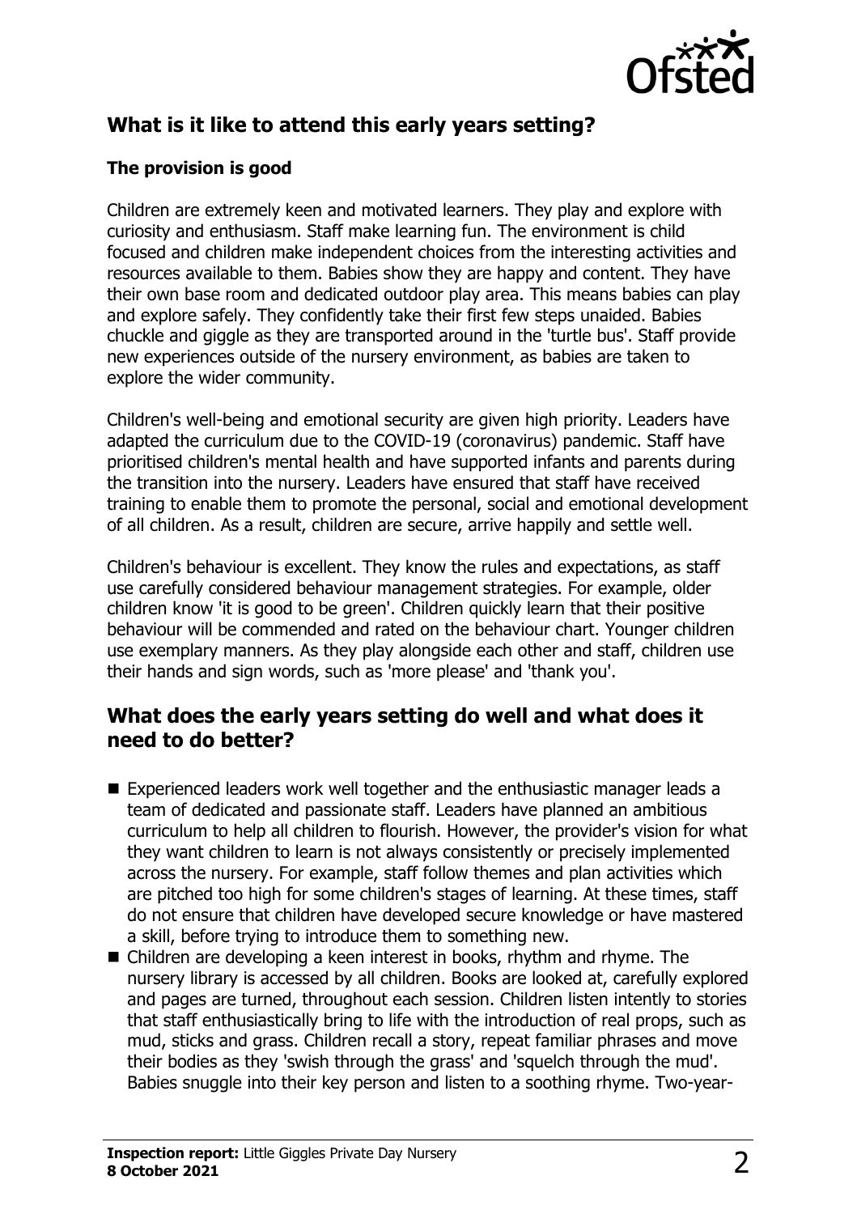## What is it like to attend this early years setting?

### The provision is good

Children are extremely keen and motivated learners. They play and explore with curiosity and enthusiasm. Staff make learning fun. The environment is child focused and children make independent choices from the interesting activities and resources available to them. Babies show they are happy and content. They have their own base room and dedicated outdoor play area. This means babies can play and explore safely. They confidently take their first few steps unaided. Babies chuckle and giggle as they are transported around in the 'turtle bus'. Staff provide new experiences outside of the nursery environment, as babies are taken to explore the wider community.

Children's well-being and emotional security are given high priority. Leaders have adapted the curriculum due to the COVID-19 (coronavirus) pandemic. Staff have prioritised children's mental health and have supported infants and parents during the transition into the nursery. Leaders have ensured that staff have received training to enable them to promote the personal, social and emotional development of all children. As a result, children are secure, arrive happily and settle well.

Children's behaviour is excellent. They know the rules and expectations, as staff use carefully considered behaviour management strategies. For example, older children know 'it is good to be green'. Children quickly learn that their positive behaviour will be commended and rated on the behaviour chart. Younger children use exemplary manners. As they play alongside each other and staff, children use their hands and sign words, such as 'more please' and 'thank you'.

## What does the early years setting do well and what does it need to do better?

- Experienced leaders work well together and the enthusiastic manager leads a team of dedicated and passionate staff. Leaders have planned an ambitious curriculum to help all children to flourish. However, the provider's vision for what they want children to learn is not always consistently or precisely implemented across the nursery. For example, staff follow themes and plan activities which are pitched too high for some children's stages of learning. At these times, staff do not ensure that children have developed secure knowledge or have mastered a skill, before trying to introduce them to something new.
- Children are developing a keen interest in books, rhythm and rhyme. The nursery library is accessed by all children. Books are looked at, carefully explored and pages are turned, throughout each session. Children listen intently to stories that staff enthusiastically bring to life with the introduction of real props, such as mud, sticks and grass. Children recall a story, repeat familiar phrases and move their bodies as they 'swish through the grass' and 'squelch through the mud'. Babies snuggle into their key person and listen to a soothing rhyme. Two-year-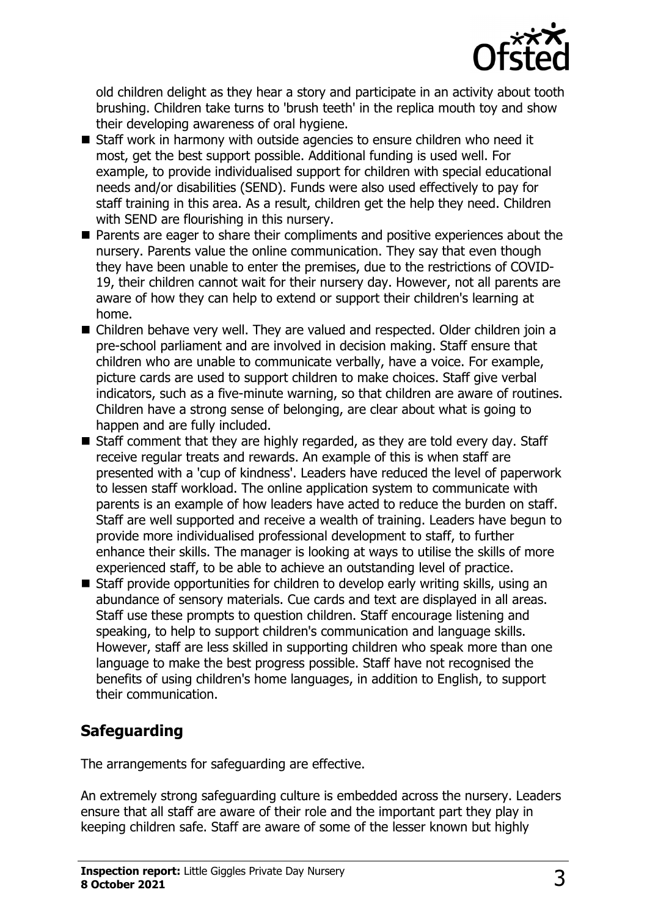old children delight as they hear a story and participate in an activity about tooth brushing. Children take turns to 'brush teeth' in the replica mouth toy and show their developing awareness of oral hygiene.

- Staff work in harmony with outside agencies to ensure children who need it most, get the best support possible. Additional funding is used well. For example, to provide individualised support for children with special educational needs and/or disabilities (SEND). Funds were also used effectively to pay for staff training in this area. As a result, children get the help they need. Children with SEND are flourishing in this nursery.
- Parents are eager to share their compliments and positive experiences about the nursery. Parents value the online communication. They say that even though they have been unable to enter the premises, due to the restrictions of COVID-19, their children cannot wait for their nursery day. However, not all parents are aware of how they can help to extend or support their children's learning at home.
- Children behave very well. They are valued and respected. Older children join a pre-school parliament and are involved in decision making. Staff ensure that children who are unable to communicate verbally, have a voice. For example, picture cards are used to support children to make choices. Staff give verbal indicators, such as a five-minute warning, so that children are aware of routines. Children have a strong sense of belonging, are clear about what is going to happen and are fully included.
- Staff comment that they are highly regarded, as they are told every day. Staff receive regular treats and rewards. An example of this is when staff are presented with a 'cup of kindness'. Leaders have reduced the level of paperwork to lessen staff workload. The online application system to communicate with parents is an example of how leaders have acted to reduce the burden on staff. Staff are well supported and receive a wealth of training. Leaders have begun to provide more individualised professional development to staff, to further enhance their skills. The manager is looking at ways to utilise the skills of more experienced staff, to be able to achieve an outstanding level of practice.
- Staff provide opportunities for children to develop early writing skills, using an abundance of sensory materials. Cue cards and text are displayed in all areas. Staff use these prompts to question children. Staff encourage listening and speaking, to help to support children's communication and language skills. However, staff are less skilled in supporting children who speak more than one language to make the best progress possible. Staff have not recognised the benefits of using children's home languages, in addition to English, to support their communication.

## Safeguarding

The arrangements for safeguarding are effective.

An extremely strong safeguarding culture is embedded across the nursery. Leaders ensure that all staff are aware of their role and the important part they play in keeping children safe. Staff are aware of some of the lesser known but highly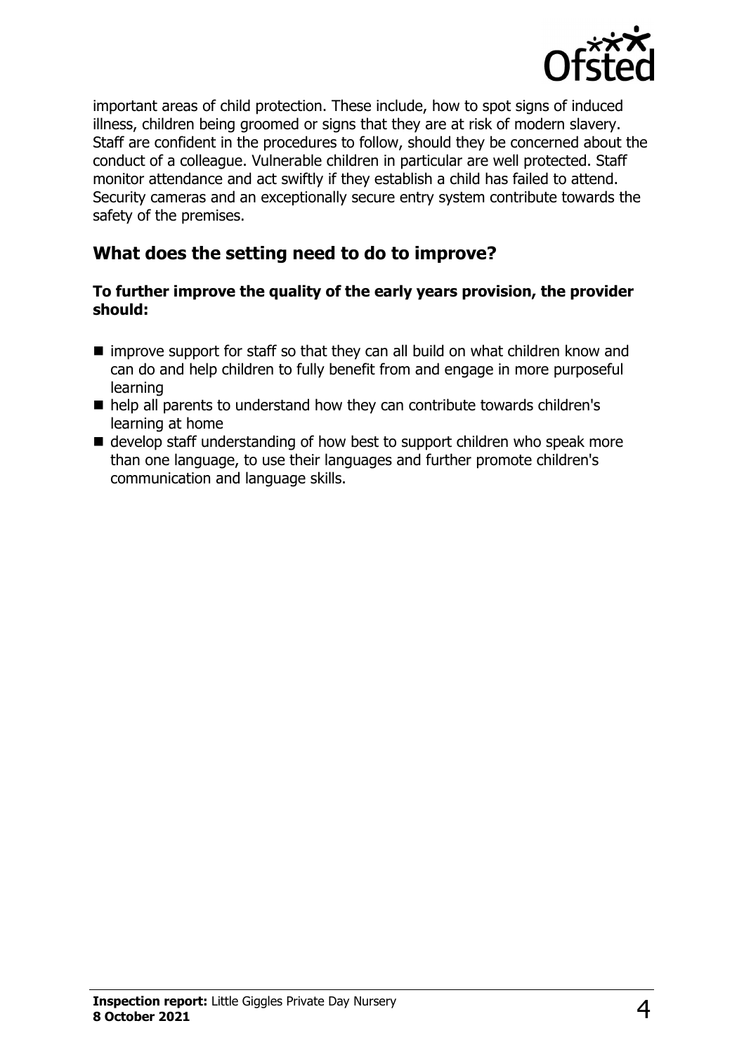important areas of child protection. These include, how to spot signs of induced illness, children being groomed or signs that they are at risk of modern slavery. Staff are confident in the procedures to follow, should they be concerned about the conduct of a colleague. Vulnerable children in particular are well protected. Staff monitor attendance and act swiftly if they establish a child has failed to attend. Security cameras and an exceptionally secure entry system contribute towards the safety of the premises.

## What does the setting need to do to improve?

**To further improve the quality of the early years provision, the provider should:**

- improve support for staff so that they can all build on what children know and can do and help children to fully benefit from and engage in more purposeful learning
- help all parents to understand how they can contribute towards children's learning at home
- develop staff understanding of how best to support children who speak more than one language, to use their languages and further promote children's communication and language skills.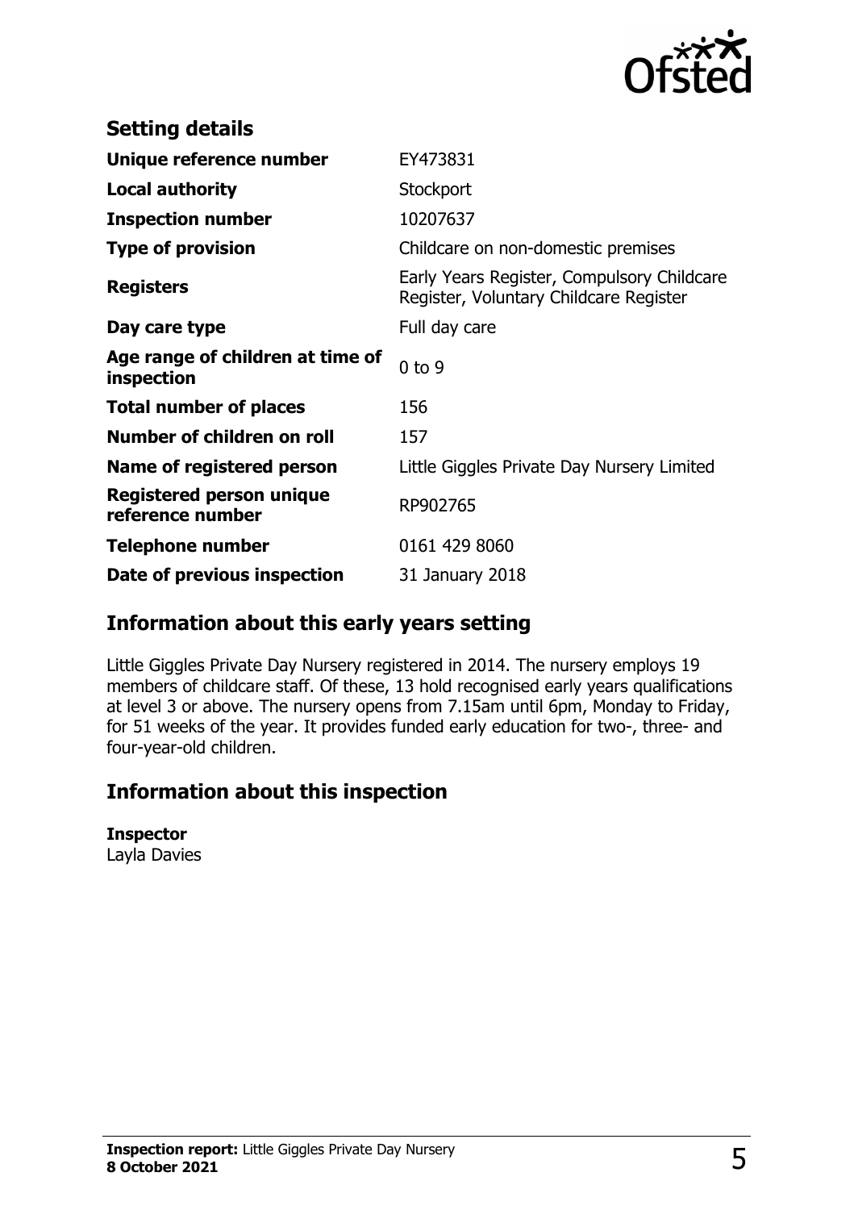## Setting details

| | |
|---|---|
| **Unique reference number** | EY473831 |
| **Local authority** | Stockport |
| **Inspection number** | 10207637 |
| **Type of provision** | Childcare on non-domestic premises |
| **Registers** | Early Years Register, Compulsory Childcare Register, Voluntary Childcare Register |
| **Day care type** | Full day care |
| **Age range of children at time of inspection** | 0 to 9 |
| **Total number of places** | 156 |
| **Number of children on roll** | 157 |
| **Name of registered person** | Little Giggles Private Day Nursery Limited |
| **Registered person unique reference number** | RP902765 |
| **Telephone number** | 0161 429 8060 |
| **Date of previous inspection** | 31 January 2018 |

## Information about this early years setting

Little Giggles Private Day Nursery registered in 2014. The nursery employs 19 members of childcare staff. Of these, 13 hold recognised early years qualifications at level 3 or above. The nursery opens from 7.15am until 6pm, Monday to Friday, for 51 weeks of the year. It provides funded early education for two-, three- and four-year-old children.

## Information about this inspection

**Inspector**
Layla Davies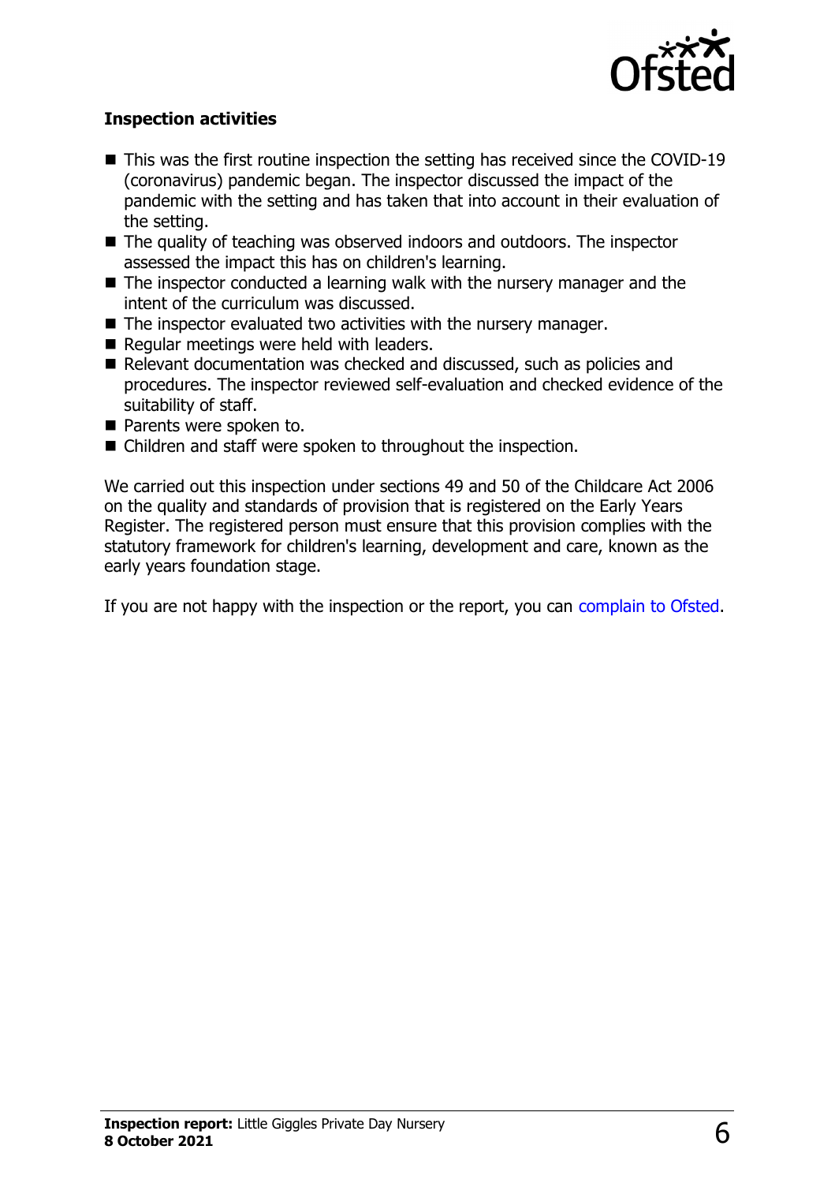**Inspection activities**

- This was the first routine inspection the setting has received since the COVID-19 (coronavirus) pandemic began. The inspector discussed the impact of the pandemic with the setting and has taken that into account in their evaluation of the setting.
- The quality of teaching was observed indoors and outdoors. The inspector assessed the impact this has on children's learning.
- The inspector conducted a learning walk with the nursery manager and the intent of the curriculum was discussed.
- The inspector evaluated two activities with the nursery manager.
- Regular meetings were held with leaders.
- Relevant documentation was checked and discussed, such as policies and procedures. The inspector reviewed self-evaluation and checked evidence of the suitability of staff.
- Parents were spoken to.
- Children and staff were spoken to throughout the inspection.

We carried out this inspection under sections 49 and 50 of the Childcare Act 2006 on the quality and standards of provision that is registered on the Early Years Register. The registered person must ensure that this provision complies with the statutory framework for children's learning, development and care, known as the early years foundation stage.

If you are not happy with the inspection or the report, you can complain to Ofsted.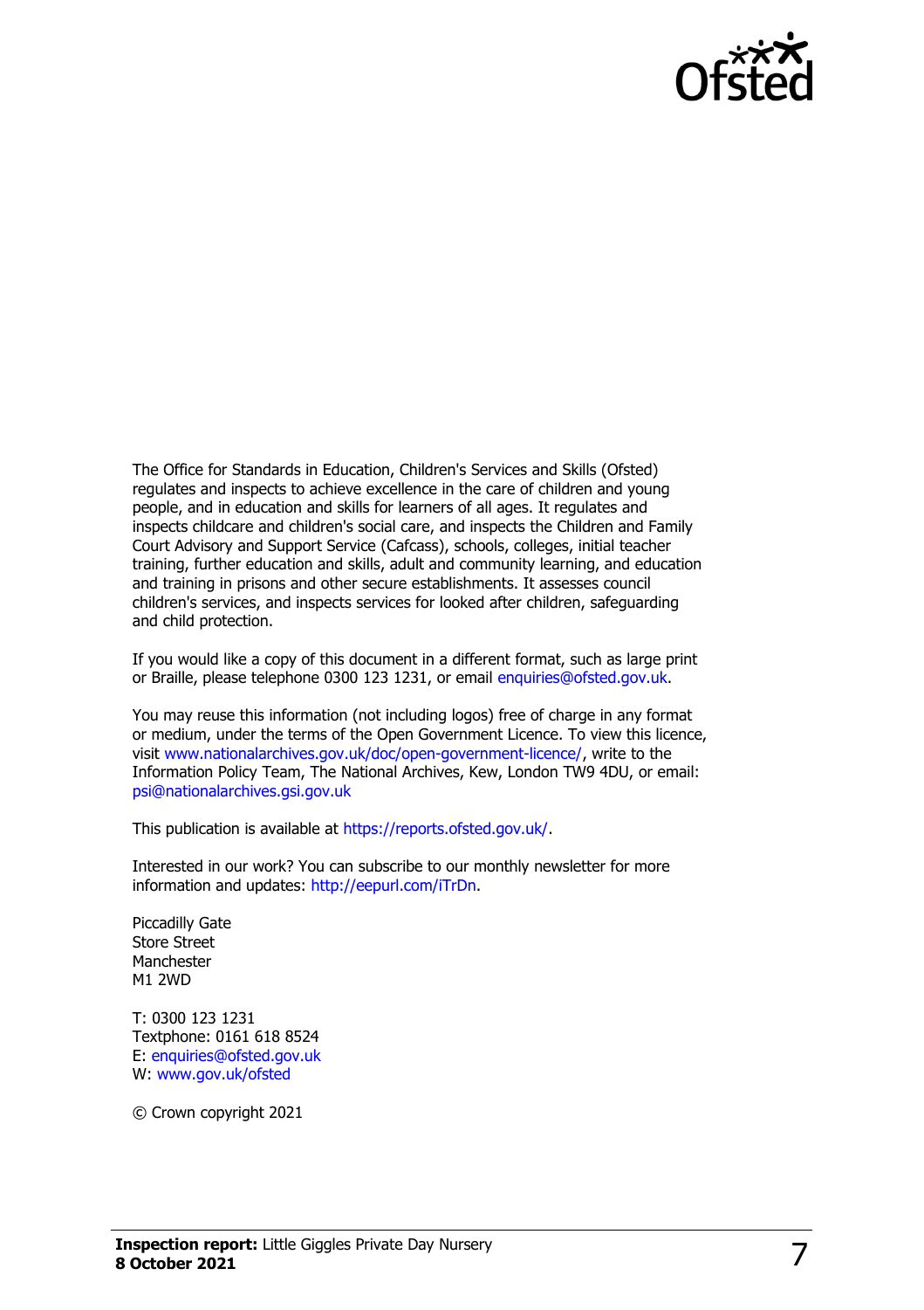The Office for Standards in Education, Children's Services and Skills (Ofsted) regulates and inspects to achieve excellence in the care of children and young people, and in education and skills for learners of all ages. It regulates and inspects childcare and children's social care, and inspects the Children and Family Court Advisory and Support Service (Cafcass), schools, colleges, initial teacher training, further education and skills, adult and community learning, and education and training in prisons and other secure establishments. It assesses council children's services, and inspects services for looked after children, safeguarding and child protection.

If you would like a copy of this document in a different format, such as large print or Braille, please telephone 0300 123 1231, or email enquiries@ofsted.gov.uk.

You may reuse this information (not including logos) free of charge in any format or medium, under the terms of the Open Government Licence. To view this licence, visit www.nationalarchives.gov.uk/doc/open-government-licence/, write to the Information Policy Team, The National Archives, Kew, London TW9 4DU, or email: psi@nationalarchives.gsi.gov.uk

This publication is available at https://reports.ofsted.gov.uk/.

Interested in our work? You can subscribe to our monthly newsletter for more information and updates: http://eepurl.com/iTrDn.

Piccadilly Gate
Store Street
Manchester
M1 2WD

T: 0300 123 1231
Textphone: 0161 618 8524
E: enquiries@ofsted.gov.uk
W: www.gov.uk/ofsted

© Crown copyright 2021